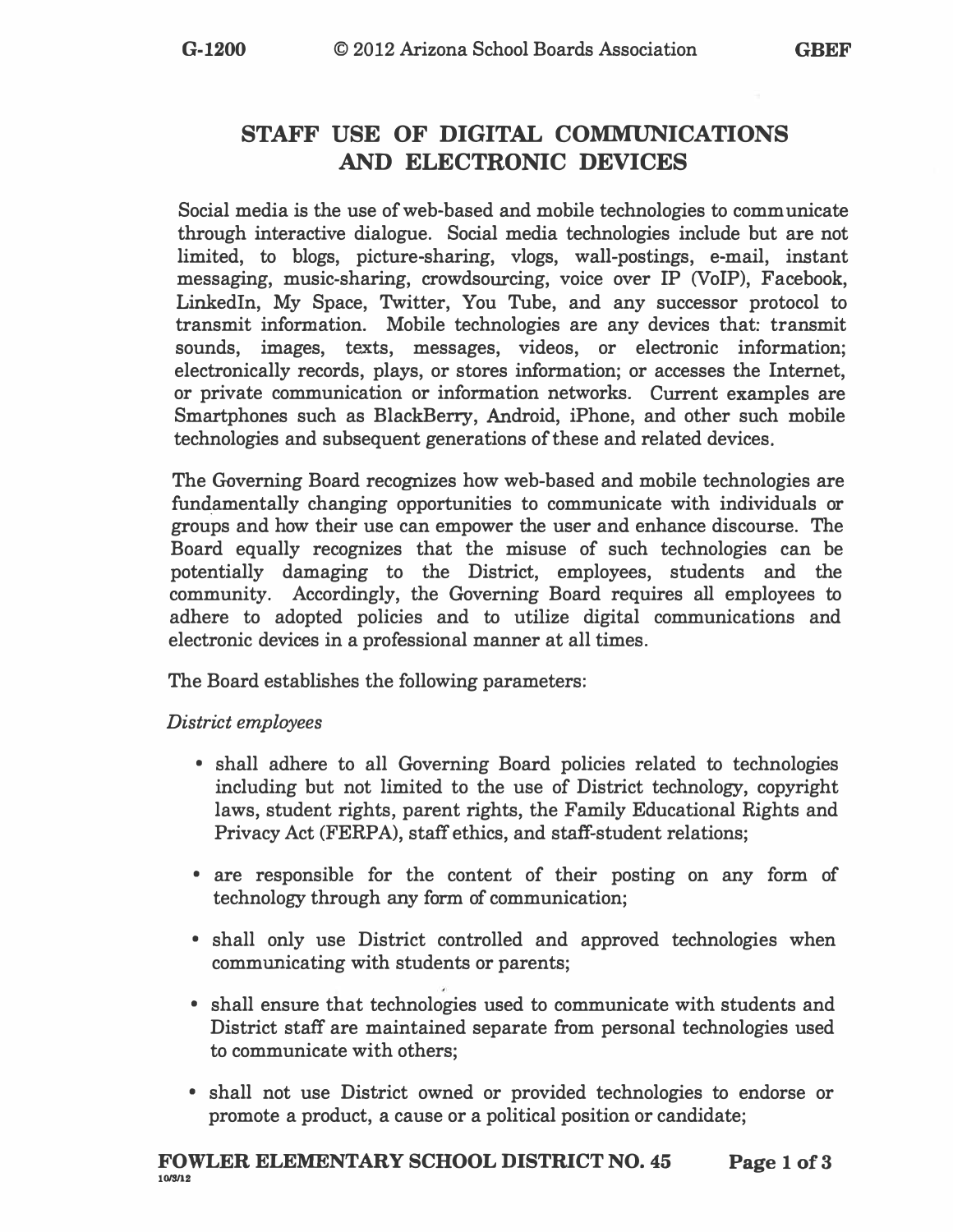# STAFF USE OF DIGITAL COMMUNICATIONS AND ELECTRONIC DEVICES

Social media is the use of web-based and mobile technologies to communicate through interactive dialogue. Social media technologies include but are not limited, to blogs, picture-sharing, vlogs, wall-postings, e-mail, instant messaging, music-sharing, crowdsourcing, voice over IP (VoIP), Facebook, LinkedIn, My Space, Twitter, You Tube, and any successor protocol to transmit information. Mobile technologies are any devices that: transmit sounds, images, texts, messages, videos, or electronic information; electronically records, plays, or stores information; or accesses the Internet, or private communication or information networks. Current examples are Smartphones such as BlackBerry, Android, iPhone, and other such mobile technologies and subsequent generations of these and related devices.

The Governing Board recognizes how web-based and mobile technologies are fundamentally changing opportunities to communicate with individuals or groups and how their use can empower the user and enhance discourse. The Board equally recognizes that the misuse of such technologies can be potentially damaging to the District, employees, students and the community. Accordingly, the Governing Board requires all employees to adhere to adopted policies and to utilize digital communications and electronic devices in a professional manner at all times.

The Board establishes the following parameters:

*District employees*

- shall adhere to all Governing Board policies related to technologies including but not limited to the use of District technology, copyright laws, student rights, parent rights, the Family Educational Rights and Privacy Act (FERPA), staff ethics, and staff-student relations;
- are responsible for the content of their posting on any form of technology through any form of communication;
- shall only use District controlled and approved technologies when communicating with students or parents;
- shall ensure that technologies used to communicate with students and District staff are maintained separate from personal technologies used to communicate with others;
- shall not use District owned or provided technologies to endorse or promote a product, a cause or a political position or candidate;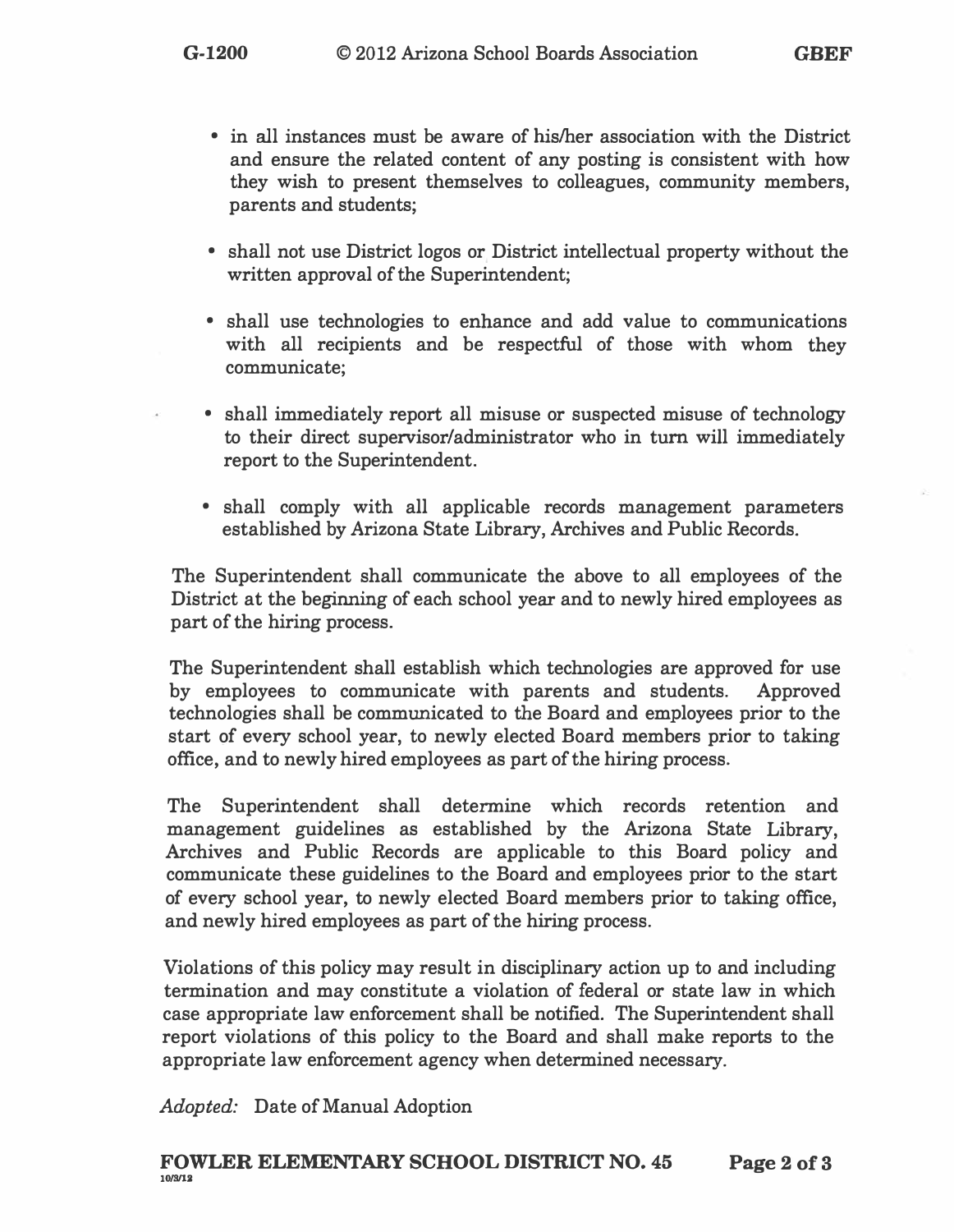- in all instances must be aware of his/her association with the District and ensure the related content of any posting is consistent with how they wish to present themselves to colleagues, community members, parents and students;
- shall not use District logos or District intellectual property without the written approval of the Superintendent;
- shall use technologies to enhance and add value to communications with all recipients and be respectful of those with whom they communicate;
- shall immediately report all misuse or suspected misuse of technology to their direct supervisor/administrator who in turn will immediately report to the Superintendent.
- shall comply with all applicable records management parameters established by Arizona State Library, Archives and Public Records.

The Superintendent shall communicate the above to all employees of the District at the beginning of each school year and to newly hired employees as part of the hiring process.

The Superintendent shall establish which technologies are approved for use by employees to communicate with parents and students. Approved technologies shall be communicated to the Board and employees prior to the start of every school year, to newly elected Board members prior to taking office, and to newly hired employees as part of the hiring process.

The Superintendent shall determine which records retention and management guidelines as established by the Arizona State Library, Archives and Public Records are applicable to this Board policy and communicate these guidelines to the Board and employees prior to the start of every school year, to newly elected Board members prior to taking office, and newly hired employees as part of the hiring process.

Violations of this policy may result in disciplinary action up to and including termination and may constitute a violation of federal or state law in which case appropriate law enforcement shall be notified. The Superintendent shall report violations of this policy to the Board and shall make reports to the appropriate law enforcement agency when determined necessary.

*Adopted:* Date of Manual Adoption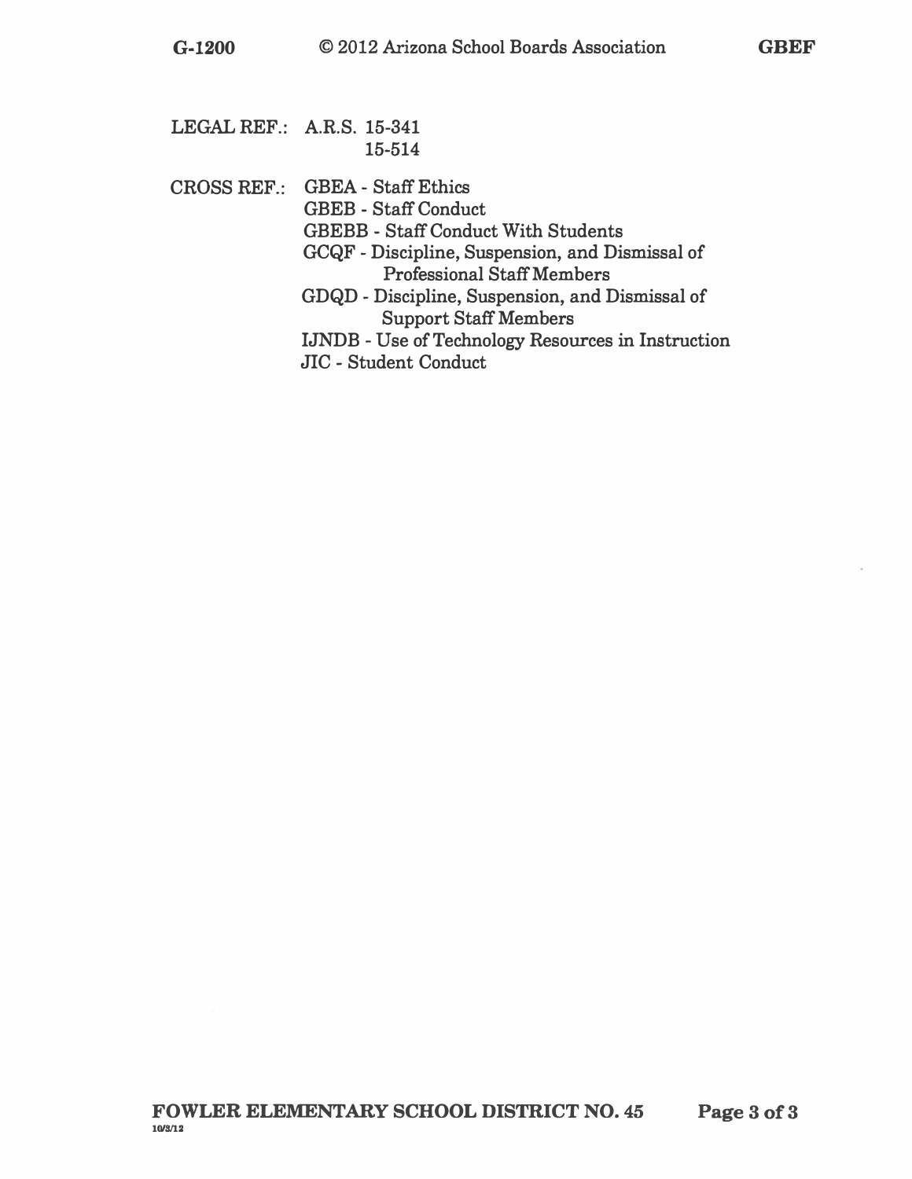LEGAL REF.: A.R.S. 15-341
15-514

CROSS REF.: GBEA - Staff Ethics
GBEB - Staff Conduct
GBEBB - Staff Conduct With Students
GCQF - Discipline, Suspension, and Dismissal of Professional Staff Members
GDQD - Discipline, Suspension, and Dismissal of Support Staff Members
IJNDB - Use of Technology Resources in Instruction
JIC - Student Conduct